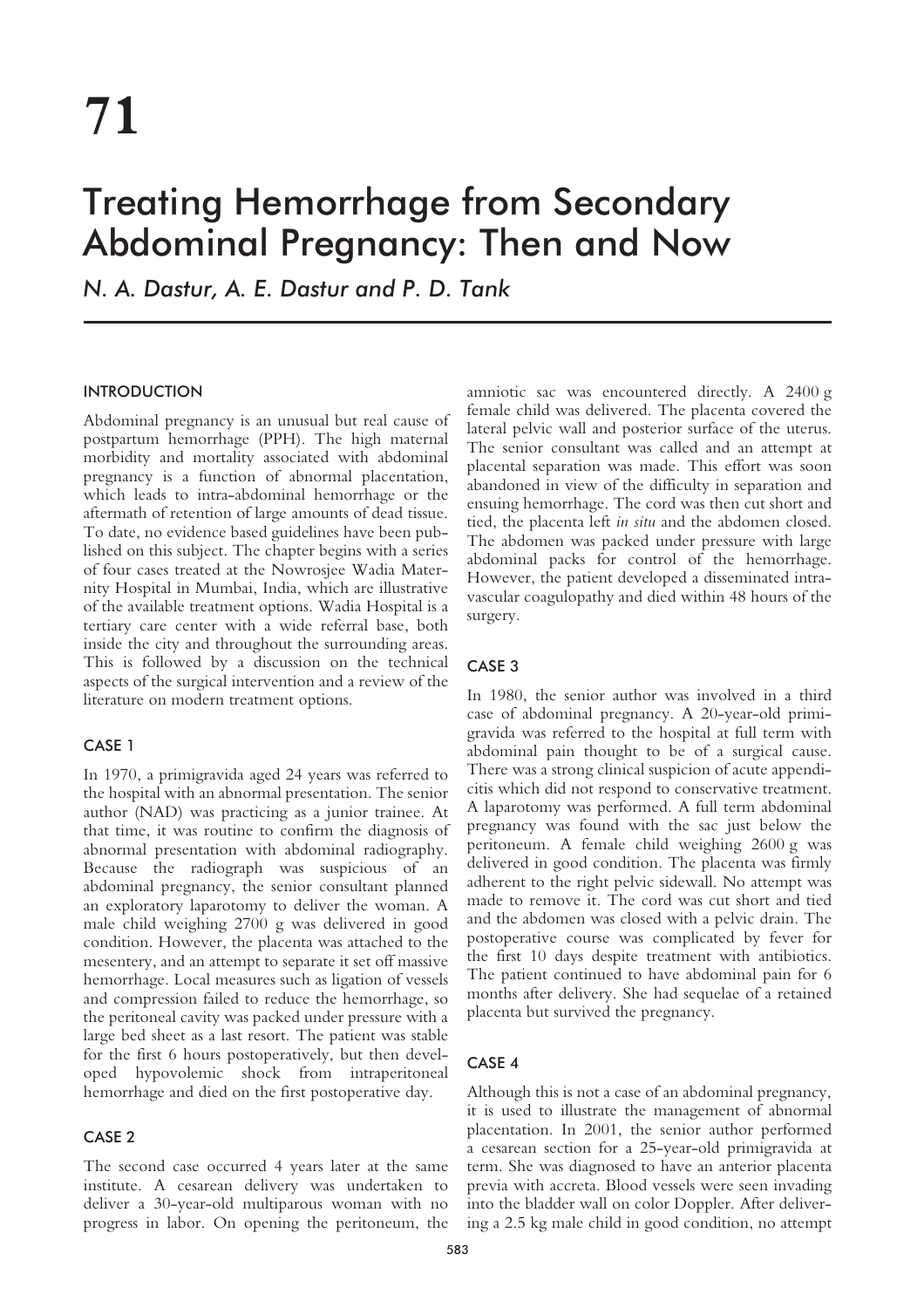# 71

# Treating Hemorrhage from Secondary Abdominal Pregnancy: Then and Now

*N. A. Dastur, A. E. Dastur and P. D. Tank*

## INTRODUCTION

Abdominal pregnancy is an unusual but real cause of postpartum hemorrhage (PPH). The high maternal morbidity and mortality associated with abdominal pregnancy is a function of abnormal placentation, which leads to intra-abdominal hemorrhage or the aftermath of retention of large amounts of dead tissue. To date, no evidence based guidelines have been published on this subject. The chapter begins with a series of four cases treated at the Nowrosjee Wadia Maternity Hospital in Mumbai, India, which are illustrative of the available treatment options. Wadia Hospital is a tertiary care center with a wide referral base, both inside the city and throughout the surrounding areas. This is followed by a discussion on the technical aspects of the surgical intervention and a review of the literature on modern treatment options.

## CASE 1

In 1970, a primigravida aged 24 years was referred to the hospital with an abnormal presentation. The senior author (NAD) was practicing as a junior trainee. At that time, it was routine to confirm the diagnosis of abnormal presentation with abdominal radiography. Because the radiograph was suspicious of an abdominal pregnancy, the senior consultant planned an exploratory laparotomy to deliver the woman. A male child weighing 2700 g was delivered in good condition. However, the placenta was attached to the mesentery, and an attempt to separate it set off massive hemorrhage. Local measures such as ligation of vessels and compression failed to reduce the hemorrhage, so the peritoneal cavity was packed under pressure with a large bed sheet as a last resort. The patient was stable for the first 6 hours postoperatively, but then developed hypovolemic shock from intraperitoneal hemorrhage and died on the first postoperative day.

## CASE 2

The second case occurred 4 years later at the same institute. A cesarean delivery was undertaken to deliver a 30-year-old multiparous woman with no progress in labor. On opening the peritoneum, the amniotic sac was encountered directly. A 2400 g female child was delivered. The placenta covered the lateral pelvic wall and posterior surface of the uterus. The senior consultant was called and an attempt at placental separation was made. This effort was soon abandoned in view of the difficulty in separation and ensuing hemorrhage. The cord was then cut short and tied, the placenta left *in situ* and the abdomen closed. The abdomen was packed under pressure with large abdominal packs for control of the hemorrhage. However, the patient developed a disseminated intravascular coagulopathy and died within 48 hours of the surgery.

## CASE 3

In 1980, the senior author was involved in a third case of abdominal pregnancy. A 20-year-old primigravida was referred to the hospital at full term with abdominal pain thought to be of a surgical cause. There was a strong clinical suspicion of acute appendicitis which did not respond to conservative treatment. A laparotomy was performed. A full term abdominal pregnancy was found with the sac just below the peritoneum. A female child weighing 2600 g was delivered in good condition. The placenta was firmly adherent to the right pelvic sidewall. No attempt was made to remove it. The cord was cut short and tied and the abdomen was closed with a pelvic drain. The postoperative course was complicated by fever for the first 10 days despite treatment with antibiotics. The patient continued to have abdominal pain for 6 months after delivery. She had sequelae of a retained placenta but survived the pregnancy.

## CASE 4

Although this is not a case of an abdominal pregnancy, it is used to illustrate the management of abnormal placentation. In 2001, the senior author performed a cesarean section for a 25-year-old primigravida at term. She was diagnosed to have an anterior placenta previa with accreta. Blood vessels were seen invading into the bladder wall on color Doppler. After delivering a 2.5 kg male child in good condition, no attempt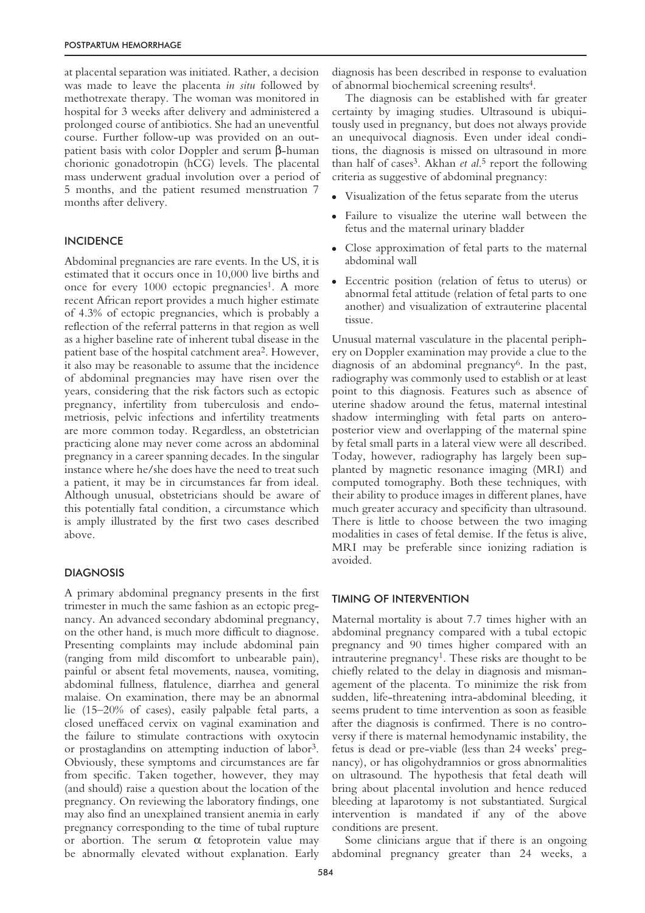at placental separation was initiated. Rather, a decision was made to leave the placenta *in situ* followed by methotrexate therapy. The woman was monitored in hospital for 3 weeks after delivery and administered a prolonged course of antibiotics. She had an uneventful course. Further follow-up was provided on an outpatient basis with color Doppler and serum β-human chorionic gonadotropin (hCG) levels. The placental mass underwent gradual involution over a period of 5 months, and the patient resumed menstruation 7 months after delivery.

## INCIDENCE

Abdominal pregnancies are rare events. In the US, it is estimated that it occurs once in 10,000 live births and once for every 1000 ectopic pregnancies[1]. A more recent African report provides a much higher estimate of 4.3% of ectopic pregnancies, which is probably a reflection of the referral patterns in that region as well as a higher baseline rate of inherent tubal disease in the patient base of the hospital catchment area[2]. However, it also may be reasonable to assume that the incidence of abdominal pregnancies may have risen over the years, considering that the risk factors such as ectopic pregnancy, infertility from tuberculosis and endometriosis, pelvic infections and infertility treatments are more common today. Regardless, an obstetrician practicing alone may never come across an abdominal pregnancy in a career spanning decades. In the singular instance where he/she does have the need to treat such a patient, it may be in circumstances far from ideal. Although unusual, obstetricians should be aware of this potentially fatal condition, a circumstance which is amply illustrated by the first two cases described above.

## DIAGNOSIS

A primary abdominal pregnancy presents in the first trimester in much the same fashion as an ectopic pregnancy. An advanced secondary abdominal pregnancy, on the other hand, is much more difficult to diagnose. Presenting complaints may include abdominal pain (ranging from mild discomfort to unbearable pain), painful or absent fetal movements, nausea, vomiting, abdominal fullness, flatulence, diarrhea and general malaise. On examination, there may be an abnormal lie (15–20% of cases), easily palpable fetal parts, a closed uneffaced cervix on vaginal examination and the failure to stimulate contractions with oxytocin or prostaglandins on attempting induction of labor[3]. Obviously, these symptoms and circumstances are far from specific. Taken together, however, they may (and should) raise a question about the location of the pregnancy. On reviewing the laboratory findings, one may also find an unexplained transient anemia in early pregnancy corresponding to the time of tubal rupture or abortion. The serum α fetoprotein value may be abnormally elevated without explanation. Early diagnosis has been described in response to evaluation of abnormal biochemical screening results[4].

The diagnosis can be established with far greater certainty by imaging studies. Ultrasound is ubiquitously used in pregnancy, but does not always provide an unequivocal diagnosis. Even under ideal conditions, the diagnosis is missed on ultrasound in more than half of cases[3]. Akhan *et al.*[5] report the following criteria as suggestive of abdominal pregnancy:

- Visualization of the fetus separate from the uterus
- Failure to visualize the uterine wall between the fetus and the maternal urinary bladder
- Close approximation of fetal parts to the maternal abdominal wall
- Eccentric position (relation of fetus to uterus) or abnormal fetal attitude (relation of fetal parts to one another) and visualization of extrauterine placental tissue.

Unusual maternal vasculature in the placental periphery on Doppler examination may provide a clue to the diagnosis of an abdominal pregnancy[6]. In the past, radiography was commonly used to establish or at least point to this diagnosis. Features such as absence of uterine shadow around the fetus, maternal intestinal shadow intermingling with fetal parts on anteroposterior view and overlapping of the maternal spine by fetal small parts in a lateral view were all described. Today, however, radiography has largely been supplanted by magnetic resonance imaging (MRI) and computed tomography. Both these techniques, with their ability to produce images in different planes, have much greater accuracy and specificity than ultrasound. There is little to choose between the two imaging modalities in cases of fetal demise. If the fetus is alive, MRI may be preferable since ionizing radiation is avoided.

## TIMING OF INTERVENTION

Maternal mortality is about 7.7 times higher with an abdominal pregnancy compared with a tubal ectopic pregnancy and 90 times higher compared with an intrauterine pregnancy[1]. These risks are thought to be chiefly related to the delay in diagnosis and mismanagement of the placenta. To minimize the risk from sudden, life-threatening intra-abdominal bleeding, it seems prudent to time intervention as soon as feasible after the diagnosis is confirmed. There is no controversy if there is maternal hemodynamic instability, the fetus is dead or pre-viable (less than 24 weeks' pregnancy), or has oligohydramnios or gross abnormalities on ultrasound. The hypothesis that fetal death will bring about placental involution and hence reduced bleeding at laparotomy is not substantiated. Surgical intervention is mandated if any of the above conditions are present.

Some clinicians argue that if there is an ongoing abdominal pregnancy greater than 24 weeks, a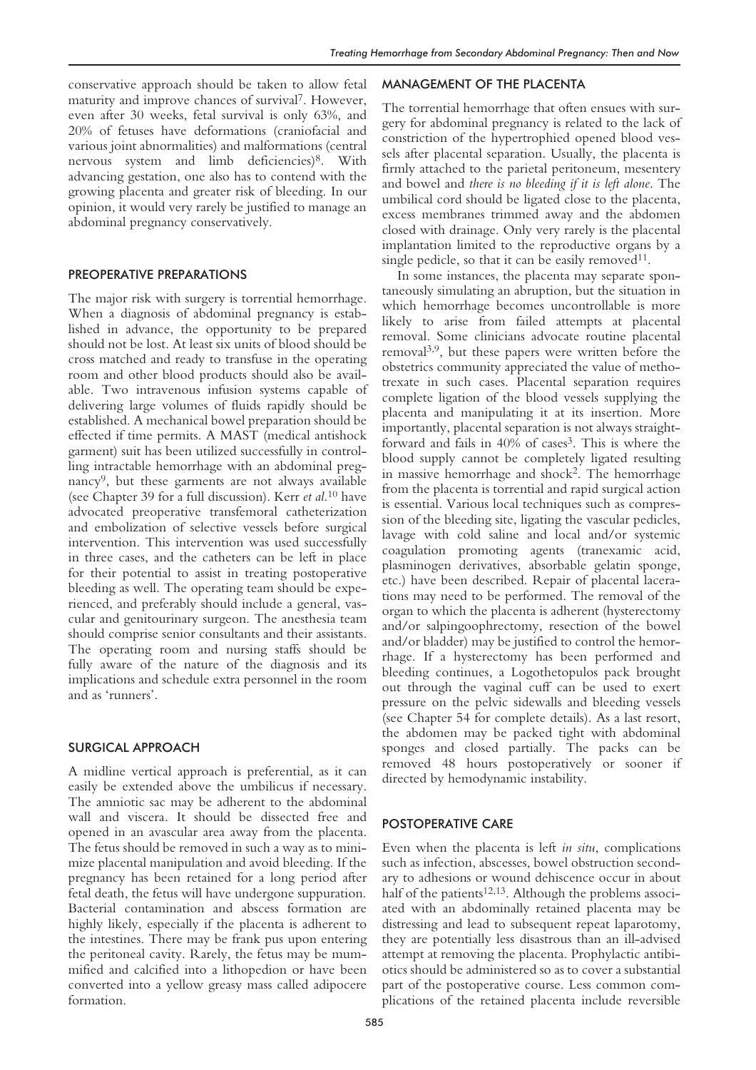conservative approach should be taken to allow fetal maturity and improve chances of survival[7]. However, even after 30 weeks, fetal survival is only 63%, and 20% of fetuses have deformations (craniofacial and various joint abnormalities) and malformations (central nervous system and limb deficiencies)[8]. With advancing gestation, one also has to contend with the growing placenta and greater risk of bleeding. In our opinion, it would very rarely be justified to manage an abdominal pregnancy conservatively.

## PREOPERATIVE PREPARATIONS

The major risk with surgery is torrential hemorrhage. When a diagnosis of abdominal pregnancy is established in advance, the opportunity to be prepared should not be lost. At least six units of blood should be cross matched and ready to transfuse in the operating room and other blood products should also be available. Two intravenous infusion systems capable of delivering large volumes of fluids rapidly should be established. A mechanical bowel preparation should be effected if time permits. A MAST (medical antishock garment) suit has been utilized successfully in controlling intractable hemorrhage with an abdominal pregnancy[9], but these garments are not always available (see Chapter 39 for a full discussion). Kerr *et al.*[10] have advocated preoperative transfemoral catheterization and embolization of selective vessels before surgical intervention. This intervention was used successfully in three cases, and the catheters can be left in place for their potential to assist in treating postoperative bleeding as well. The operating team should be experienced, and preferably should include a general, vascular and genitourinary surgeon. The anesthesia team should comprise senior consultants and their assistants. The operating room and nursing staffs should be fully aware of the nature of the diagnosis and its implications and schedule extra personnel in the room and as 'runners'.

## SURGICAL APPROACH

A midline vertical approach is preferential, as it can easily be extended above the umbilicus if necessary. The amniotic sac may be adherent to the abdominal wall and viscera. It should be dissected free and opened in an avascular area away from the placenta. The fetus should be removed in such a way as to minimize placental manipulation and avoid bleeding. If the pregnancy has been retained for a long period after fetal death, the fetus will have undergone suppuration. Bacterial contamination and abscess formation are highly likely, especially if the placenta is adherent to the intestines. There may be frank pus upon entering the peritoneal cavity. Rarely, the fetus may be mummified and calcified into a lithopedion or have been converted into a yellow greasy mass called adipocere formation.

## MANAGEMENT OF THE PLACENTA

The torrential hemorrhage that often ensues with surgery for abdominal pregnancy is related to the lack of constriction of the hypertrophied opened blood vessels after placental separation. Usually, the placenta is firmly attached to the parietal peritoneum, mesentery and bowel and *there is no bleeding if it is left alone*. The umbilical cord should be ligated close to the placenta, excess membranes trimmed away and the abdomen closed with drainage. Only very rarely is the placental implantation limited to the reproductive organs by a single pedicle, so that it can be easily removed[11].

In some instances, the placenta may separate spontaneously simulating an abruption, but the situation in which hemorrhage becomes uncontrollable is more likely to arise from failed attempts at placental removal. Some clinicians advocate routine placental removal[3,9], but these papers were written before the obstetrics community appreciated the value of methotrexate in such cases. Placental separation requires complete ligation of the blood vessels supplying the placenta and manipulating it at its insertion. More importantly, placental separation is not always straightforward and fails in 40% of cases[3]. This is where the blood supply cannot be completely ligated resulting in massive hemorrhage and shock[2]. The hemorrhage from the placenta is torrential and rapid surgical action is essential. Various local techniques such as compression of the bleeding site, ligating the vascular pedicles, lavage with cold saline and local and/or systemic coagulation promoting agents (tranexamic acid, plasminogen derivatives, absorbable gelatin sponge, etc.) have been described. Repair of placental lacerations may need to be performed. The removal of the organ to which the placenta is adherent (hysterectomy and/or salpingoophrectomy, resection of the bowel and/or bladder) may be justified to control the hemorrhage. If a hysterectomy has been performed and bleeding continues, a Logothetopulos pack brought out through the vaginal cuff can be used to exert pressure on the pelvic sidewalls and bleeding vessels (see Chapter 54 for complete details). As a last resort, the abdomen may be packed tight with abdominal sponges and closed partially. The packs can be removed 48 hours postoperatively or sooner if directed by hemodynamic instability.

## POSTOPERATIVE CARE

Even when the placenta is left *in situ*, complications such as infection, abscesses, bowel obstruction secondary to adhesions or wound dehiscence occur in about half of the patients[12,13]. Although the problems associated with an abdominally retained placenta may be distressing and lead to subsequent repeat laparotomy, they are potentially less disastrous than an ill-advised attempt at removing the placenta. Prophylactic antibiotics should be administered so as to cover a substantial part of the postoperative course. Less common complications of the retained placenta include reversible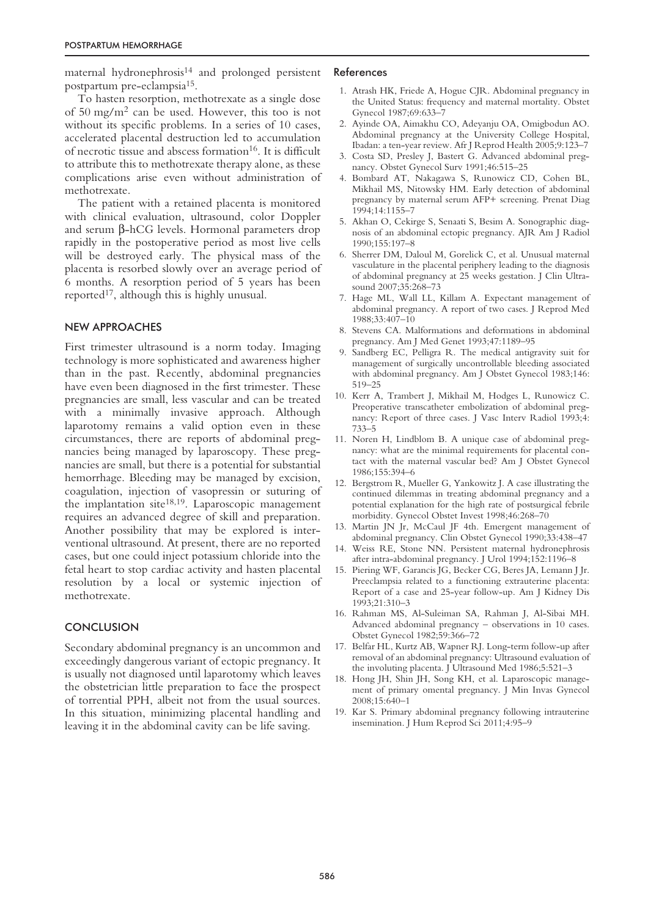maternal hydronephrosis[14] and prolonged persistent postpartum pre-eclampsia[15].

To hasten resorption, methotrexate as a single dose of 50 mg/m$^2$ can be used. However, this too is not without its specific problems. In a series of 10 cases, accelerated placental destruction led to accumulation of necrotic tissue and abscess formation[16]. It is difficult to attribute this to methotrexate therapy alone, as these complications arise even without administration of methotrexate.

The patient with a retained placenta is monitored with clinical evaluation, ultrasound, color Doppler and serum β-hCG levels. Hormonal parameters drop rapidly in the postoperative period as most live cells will be destroyed early. The physical mass of the placenta is resorbed slowly over an average period of 6 months. A resorption period of 5 years has been reported[17], although this is highly unusual.

## NEW APPROACHES

First trimester ultrasound is a norm today. Imaging technology is more sophisticated and awareness higher than in the past. Recently, abdominal pregnancies have even been diagnosed in the first trimester. These pregnancies are small, less vascular and can be treated with a minimally invasive approach. Although laparotomy remains a valid option even in these circumstances, there are reports of abdominal pregnancies being managed by laparoscopy. These pregnancies are small, but there is a potential for substantial hemorrhage. Bleeding may be managed by excision, coagulation, injection of vasopressin or suturing of the implantation site[18,19]. Laparoscopic management requires an advanced degree of skill and preparation. Another possibility that may be explored is interventional ultrasound. At present, there are no reported cases, but one could inject potassium chloride into the fetal heart to stop cardiac activity and hasten placental resolution by a local or systemic injection of methotrexate.

## CONCLUSION

Secondary abdominal pregnancy is an uncommon and exceedingly dangerous variant of ectopic pregnancy. It is usually not diagnosed until laparotomy which leaves the obstetrician little preparation to face the prospect of torrential PPH, albeit not from the usual sources. In this situation, minimizing placental handling and leaving it in the abdominal cavity can be life saving.

## References

1. Atrash HK, Friede A, Hogue CJR. Abdominal pregnancy in the United Status: frequency and maternal mortality. Obstet Gynecol 1987;69:633–7
2. Ayinde OA, Aimakhu CO, Adeyanju OA, Omigbodun AO. Abdominal pregnancy at the University College Hospital, Ibadan: a ten-year review. Afr J Reprod Health 2005;9:123–7
3. Costa SD, Presley J, Bastert G. Advanced abdominal pregnancy. Obstet Gynecol Surv 1991;46:515–25
4. Bombard AT, Nakagawa S, Runowicz CD, Cohen BL, Mikhail MS, Nitowsky HM. Early detection of abdominal pregnancy by maternal serum AFP+ screening. Prenat Diag 1994;14:1155–7
5. Akhan O, Cekirge S, Senaati S, Besim A. Sonographic diagnosis of an abdominal ectopic pregnancy. AJR Am J Radiol 1990;155:197–8
6. Sherrer DM, Daloul M, Gorelick C, et al. Unusual maternal vasculature in the placental periphery leading to the diagnosis of abdominal pregnancy at 25 weeks gestation. J Clin Ultrasound 2007;35:268–73
7. Hage ML, Wall LL, Killam A. Expectant management of abdominal pregnancy. A report of two cases. J Reprod Med 1988;33:407–10
8. Stevens CA. Malformations and deformations in abdominal pregnancy. Am J Med Genet 1993;47:1189–95
9. Sandberg EC, Pelligra R. The medical antigravity suit for management of surgically uncontrollable bleeding associated with abdominal pregnancy. Am J Obstet Gynecol 1983;146: 519–25
10. Kerr A, Trambert J, Mikhail M, Hodges L, Runowicz C. Preoperative transcatheter embolization of abdominal pregnancy: Report of three cases. J Vasc Interv Radiol 1993;4: 733–5
11. Noren H, Lindblom B. A unique case of abdominal pregnancy: what are the minimal requirements for placental contact with the maternal vascular bed? Am J Obstet Gynecol 1986;155:394–6
12. Bergstrom R, Mueller G, Yankowitz J. A case illustrating the continued dilemmas in treating abdominal pregnancy and a potential explanation for the high rate of postsurgical febrile morbidity. Gynecol Obstet Invest 1998;46:268–70
13. Martin JN Jr, McCaul JF 4th. Emergent management of abdominal pregnancy. Clin Obstet Gynecol 1990;33:438–47
14. Weiss RE, Stone NN. Persistent maternal hydronephrosis after intra-abdominal pregnancy. J Urol 1994;152:1196–8
15. Piering WF, Garancis JG, Becker CG, Beres JA, Lemann J Jr. Preeclampsia related to a functioning extrauterine placenta: Report of a case and 25-year follow-up. Am J Kidney Dis 1993;21:310–3
16. Rahman MS, Al-Suleiman SA, Rahman J, Al-Sibai MH. Advanced abdominal pregnancy – observations in 10 cases. Obstet Gynecol 1982;59:366–72
17. Belfar HL, Kurtz AB, Wapner RJ. Long-term follow-up after removal of an abdominal pregnancy: Ultrasound evaluation of the involuting placenta. J Ultrasound Med 1986;5:521–3
18. Hong JH, Shin JH, Song KH, et al. Laparoscopic management of primary omental pregnancy. J Min Invas Gynecol 2008;15:640–1
19. Kar S. Primary abdominal pregnancy following intrauterine insemination. J Hum Reprod Sci 2011;4:95–9